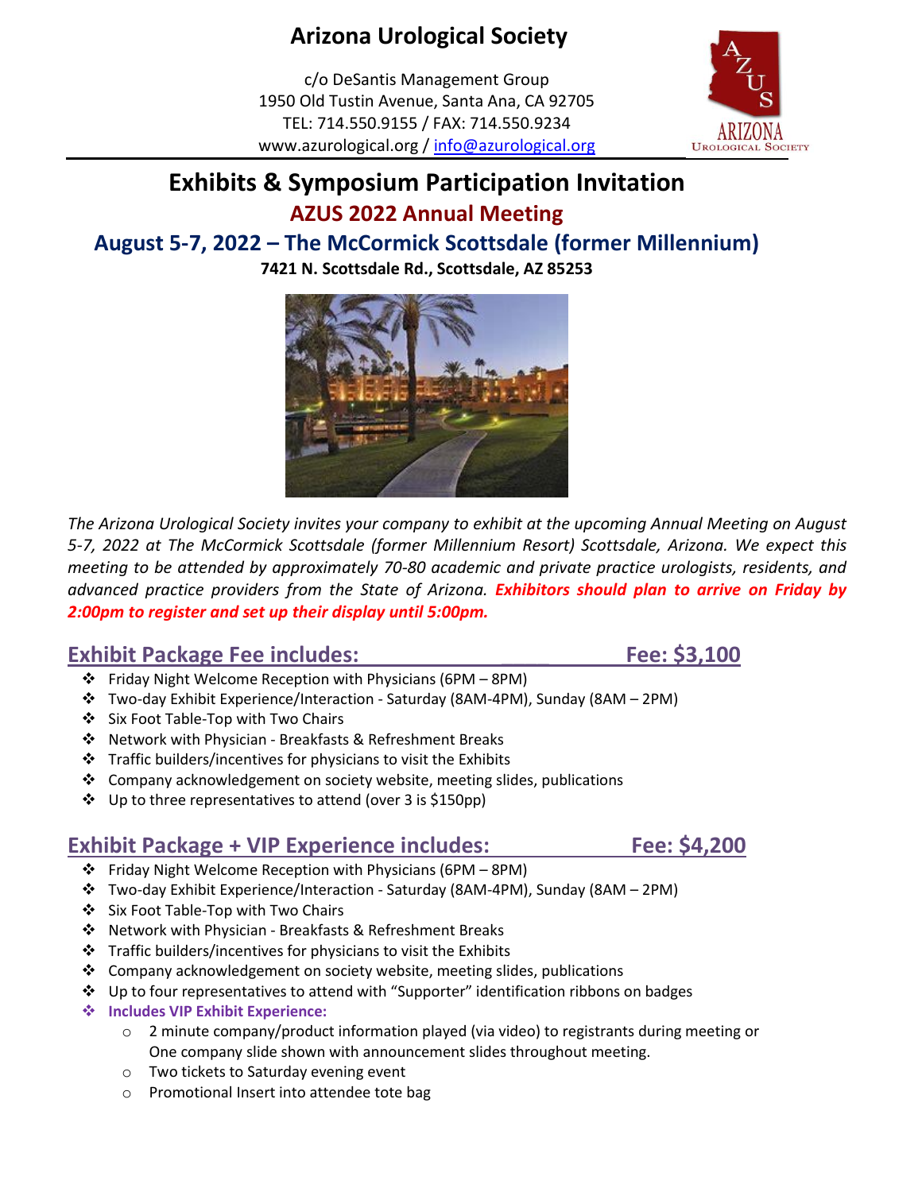# Arizona Urological Society

c/o DeSantis Management Group
1950 Old Tustin Avenue, Santa Ana, CA 92705
TEL: 714.550.9155 / FAX: 714.550.9234
www.azurological.org / info@azurological.org

## Exhibits & Symposium Participation Invitation

### AZUS 2022 Annual Meeting

### August 5-7, 2022 – The McCormick Scottsdale (former Millennium)

**7421 N. Scottsdale Rd., Scottsdale, AZ 85253**

*The Arizona Urological Society invites your company to exhibit at the upcoming Annual Meeting on August 5-7, 2022 at The McCormick Scottsdale (former Millennium Resort) Scottsdale, Arizona. We expect this meeting to be attended by approximately 70-80 academic and private practice urologists, residents, and advanced practice providers from the State of Arizona.* ***Exhibitors should plan to arrive on Friday by 2:00pm to register and set up their display until 5:00pm.***

## Exhibit Package Fee includes: Fee: $3,100

- Friday Night Welcome Reception with Physicians (6PM – 8PM)
- Two-day Exhibit Experience/Interaction - Saturday (8AM-4PM), Sunday (8AM – 2PM)
- Six Foot Table-Top with Two Chairs
- Network with Physician - Breakfasts & Refreshment Breaks
- Traffic builders/incentives for physicians to visit the Exhibits
- Company acknowledgement on society website, meeting slides, publications
- Up to three representatives to attend (over 3 is $150pp)

## Exhibit Package + VIP Experience includes: Fee: $4,200

- Friday Night Welcome Reception with Physicians (6PM – 8PM)
- Two-day Exhibit Experience/Interaction - Saturday (8AM-4PM), Sunday (8AM – 2PM)
- Six Foot Table-Top with Two Chairs
- Network with Physician - Breakfasts & Refreshment Breaks
- Traffic builders/incentives for physicians to visit the Exhibits
- Company acknowledgement on society website, meeting slides, publications
- Up to four representatives to attend with "Supporter" identification ribbons on badges
- **Includes VIP Exhibit Experience:**
  - 2 minute company/product information played (via video) to registrants during meeting or One company slide shown with announcement slides throughout meeting.
  - Two tickets to Saturday evening event
  - Promotional Insert into attendee tote bag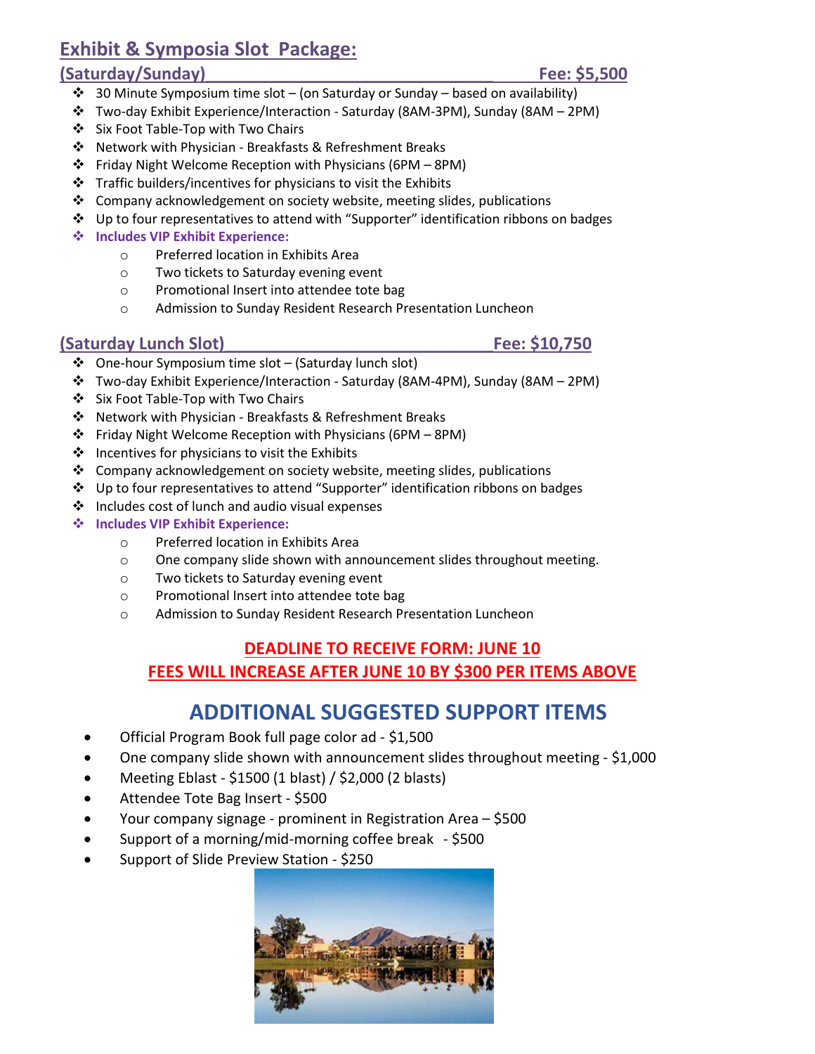## Exhibit & Symposia Slot Package:

### (Saturday/Sunday) — Fee: $5,500

- 30 Minute Symposium time slot – (on Saturday or Sunday – based on availability)
- Two-day Exhibit Experience/Interaction - Saturday (8AM-3PM), Sunday (8AM – 2PM)
- Six Foot Table-Top with Two Chairs
- Network with Physician - Breakfasts & Refreshment Breaks
- Friday Night Welcome Reception with Physicians (6PM – 8PM)
- Traffic builders/incentives for physicians to visit the Exhibits
- Company acknowledgement on society website, meeting slides, publications
- Up to four representatives to attend with "Supporter" identification ribbons on badges
- **Includes VIP Exhibit Experience:**
  - Preferred location in Exhibits Area
  - Two tickets to Saturday evening event
  - Promotional Insert into attendee tote bag
  - Admission to Sunday Resident Research Presentation Luncheon

### (Saturday Lunch Slot) — Fee: $10,750

- One-hour Symposium time slot – (Saturday lunch slot)
- Two-day Exhibit Experience/Interaction - Saturday (8AM-4PM), Sunday (8AM – 2PM)
- Six Foot Table-Top with Two Chairs
- Network with Physician - Breakfasts & Refreshment Breaks
- Friday Night Welcome Reception with Physicians (6PM – 8PM)
- Incentives for physicians to visit the Exhibits
- Company acknowledgement on society website, meeting slides, publications
- Up to four representatives to attend "Supporter" identification ribbons on badges
- Includes cost of lunch and audio visual expenses
- **Includes VIP Exhibit Experience:**
  - Preferred location in Exhibits Area
  - One company slide shown with announcement slides throughout meeting.
  - Two tickets to Saturday evening event
  - Promotional Insert into attendee tote bag
  - Admission to Sunday Resident Research Presentation Luncheon

**DEADLINE TO RECEIVE FORM: JUNE 10**

**FEES WILL INCREASE AFTER JUNE 10 BY $300 PER ITEMS ABOVE**

## ADDITIONAL SUGGESTED SUPPORT ITEMS

- Official Program Book full page color ad - $1,500
- One company slide shown with announcement slides throughout meeting - $1,000
- Meeting Eblast - $1500 (1 blast) / $2,000 (2 blasts)
- Attendee Tote Bag Insert - $500
- Your company signage - prominent in Registration Area – $500
- Support of a morning/mid-morning coffee break - $500
- Support of Slide Preview Station - $250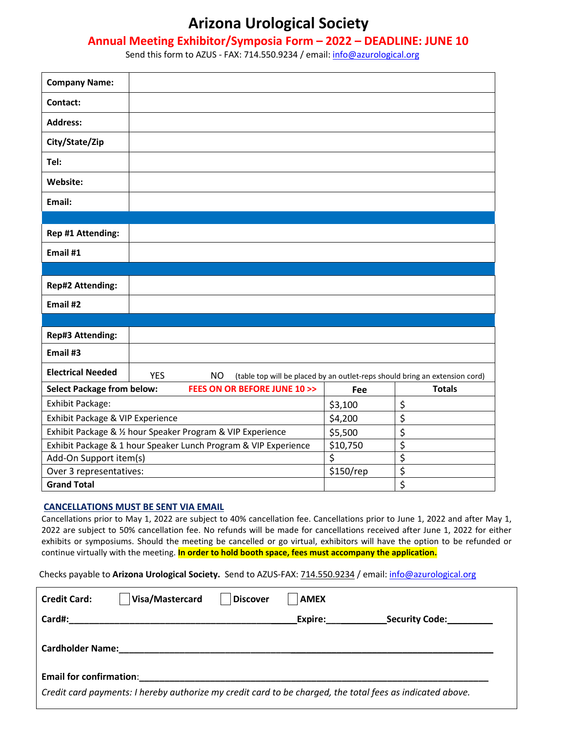# Arizona Urological Society

## Annual Meeting Exhibitor/Symposia Form – 2022 – DEADLINE: JUNE 10

Send this form to AZUS - FAX: 714.550.9234 / email: info@azurological.org

| | |
|---|---|
| **Company Name:** | |
| **Contact:** | |
| **Address:** | |
| **City/State/Zip** | |
| **Tel:** | |
| **Website:** | |
| **Email:** | |
| | |
| **Rep #1 Attending:** | |
| **Email #1** | |
| | |
| **Rep#2 Attending:** | |
| **Email #2** | |
| | |
| **Rep#3 Attending:** | |
| **Email #3** | |
| **Electrical Needed** | YES NO (table top will be placed by an outlet-reps should bring an extension cord) |

| **Select Package from below:** FEES ON OR BEFORE JUNE 10 >> | **Fee** | **Totals** |
|---|---|---|
| Exhibit Package: | $3,100 | $ |
| Exhibit Package & VIP Experience | $4,200 | $ |
| Exhibit Package & ½ hour Speaker Program & VIP Experience | $5,500 | $ |
| Exhibit Package & 1 hour Speaker Lunch Program & VIP Experience | $10,750 | $ |
| Add-On Support item(s) | $ | $ |
| Over 3 representatives: | $150/rep | $ |
| **Grand Total** | | $ |

**CANCELLATIONS MUST BE SENT VIA EMAIL**

Cancellations prior to May 1, 2022 are subject to 40% cancellation fee. Cancellations prior to June 1, 2022 and after May 1, 2022 are subject to 50% cancellation fee. No refunds will be made for cancellations received after June 1, 2022 for either exhibits or symposiums. Should the meeting be cancelled or go virtual, exhibitors will have the option to be refunded or continue virtually with the meeting. **In order to hold booth space, fees must accompany the application.**

Checks payable to **Arizona Urological Society.** Send to AZUS-FAX: 714.550.9234 / email: info@azurological.org

**Credit Card:** ☐ **Visa/Mastercard** ☐ **Discover** ☐ **AMEX**

**Card#:**_______________________________________________ **Expire:**____________ **Security Code:**_________

**Cardholder Name:**___________________________________________________________________________

**Email for confirmation**:______________________________________________________________________

*Credit card payments: I hereby authorize my credit card to be charged, the total fees as indicated above.*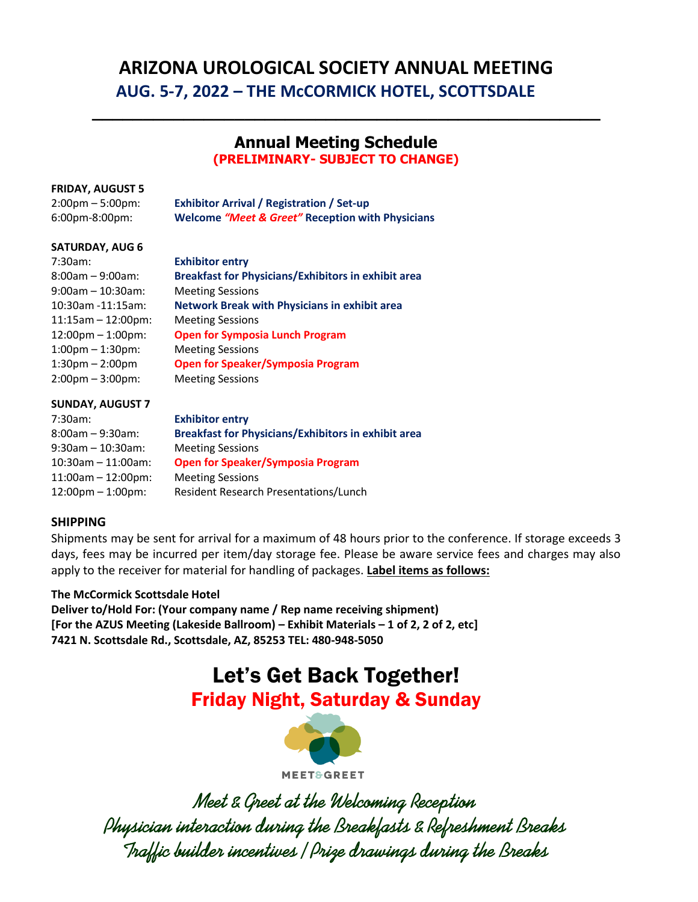# ARIZONA UROLOGICAL SOCIETY ANNUAL MEETING

## AUG. 5-7, 2022 – THE McCORMICK HOTEL, SCOTTSDALE

---

### Annual Meeting Schedule

**(PRELIMINARY- SUBJECT TO CHANGE)**

**FRIDAY, AUGUST 5**

| | |
|---|---|
| 2:00pm – 5:00pm: | **Exhibitor Arrival / Registration / Set-up** |
| 6:00pm-8:00pm: | **Welcome *"Meet & Greet"* Reception with Physicians** |

**SATURDAY, AUG 6**

| | |
|---|---|
| 7:30am: | **Exhibitor entry** |
| 8:00am – 9:00am: | **Breakfast for Physicians/Exhibitors in exhibit area** |
| 9:00am – 10:30am: | Meeting Sessions |
| 10:30am -11:15am: | **Network Break with Physicians in exhibit area** |
| 11:15am – 12:00pm: | Meeting Sessions |
| 12:00pm – 1:00pm: | **Open for Symposia Lunch Program** |
| 1:00pm – 1:30pm: | Meeting Sessions |
| 1:30pm – 2:00pm | **Open for Speaker/Symposia Program** |
| 2:00pm – 3:00pm: | Meeting Sessions |

**SUNDAY, AUGUST 7**

| | |
|---|---|
| 7:30am: | **Exhibitor entry** |
| 8:00am – 9:30am: | **Breakfast for Physicians/Exhibitors in exhibit area** |
| 9:30am – 10:30am: | Meeting Sessions |
| 10:30am – 11:00am: | **Open for Speaker/Symposia Program** |
| 11:00am – 12:00pm: | Meeting Sessions |
| 12:00pm – 1:00pm: | Resident Research Presentations/Lunch |

**SHIPPING**

Shipments may be sent for arrival for a maximum of 48 hours prior to the conference. If storage exceeds 3 days, fees may be incurred per item/day storage fee. Please be aware service fees and charges may also apply to the receiver for material for handling of packages. **Label items as follows:**

**The McCormick Scottsdale Hotel**
**Deliver to/Hold For: (Your company name / Rep name receiving shipment)**
**[For the AZUS Meeting (Lakeside Ballroom) – Exhibit Materials – 1 of 2, 2 of 2, etc]**
**7421 N. Scottsdale Rd., Scottsdale, AZ, 85253 TEL: 480-948-5050**

# Let's Get Back Together!

## Friday Night, Saturday & Sunday

MEET&GREET

*Meet & Greet at the Welcoming Reception*
*Physician interaction during the Breakfasts & Refreshment Breaks*
*Traffic builder incentives / Prize drawings during the Breaks*